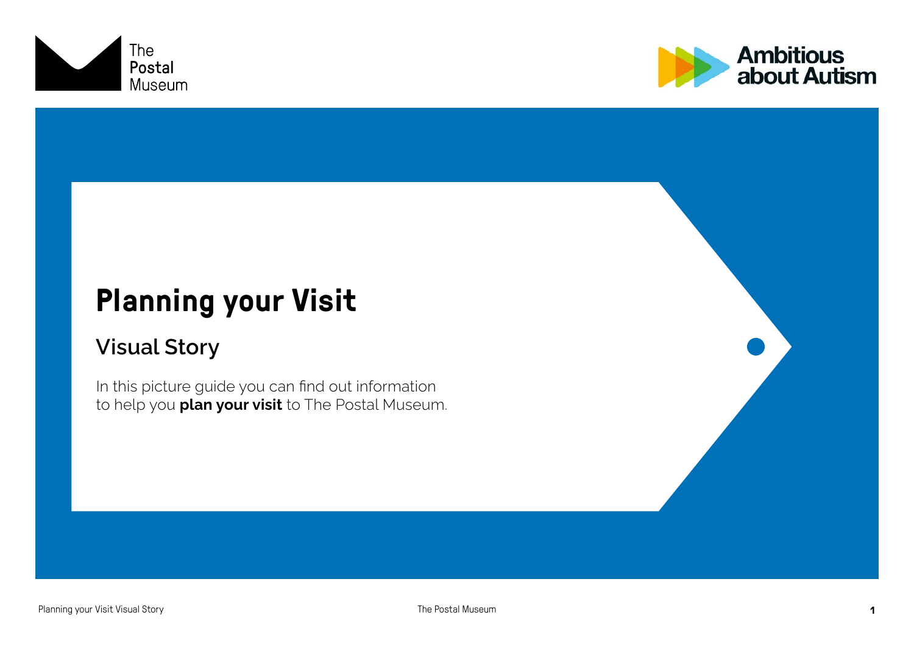# Planning your Visit

## Visual Story

In this picture guide you can find out information to help you **plan your visit** to The Postal Museum.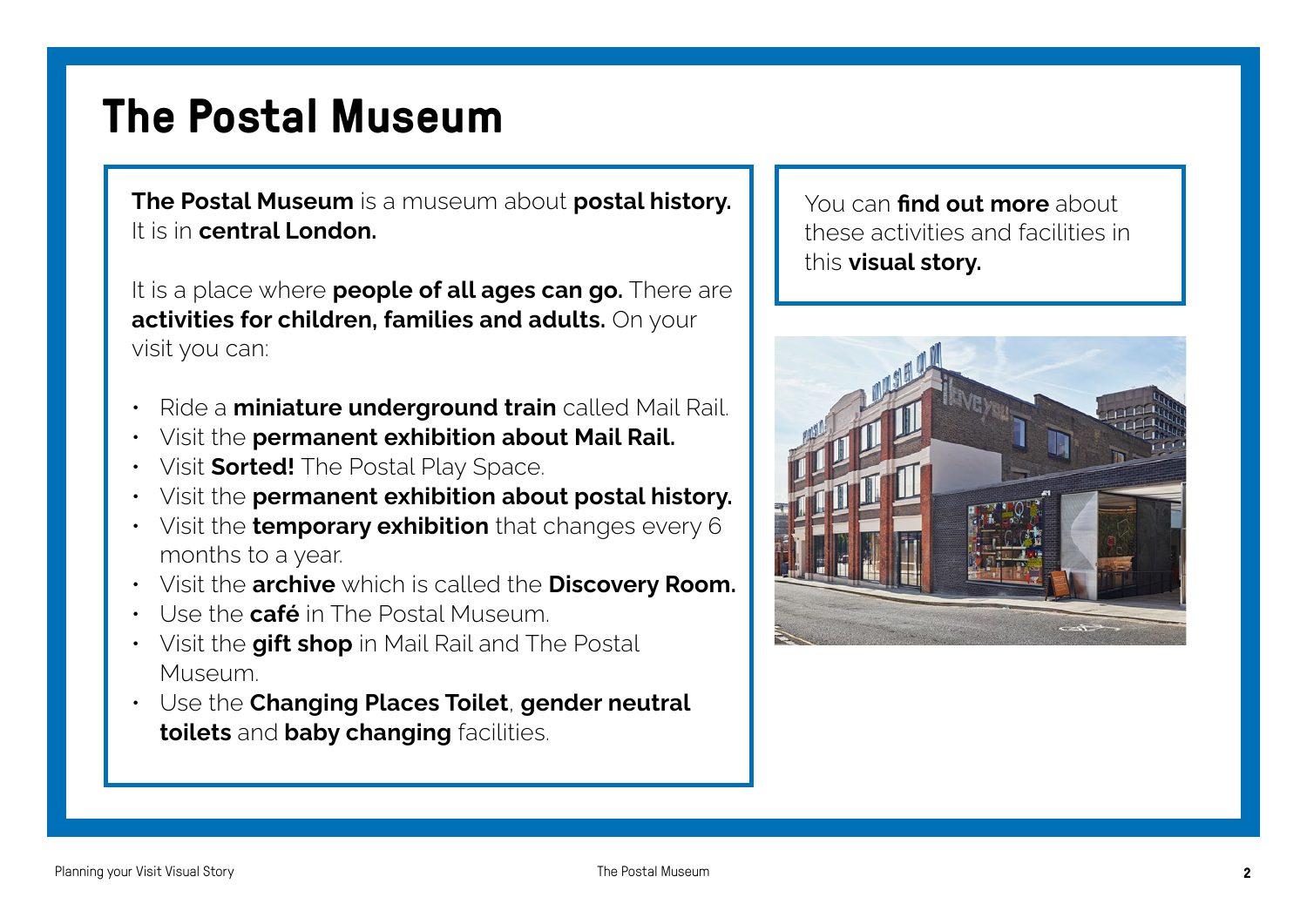# The Postal Museum

**The Postal Museum** is a museum about **postal history.** It is in **central London.**

It is a place where **people of all ages can go.** There are **activities for children, families and adults.** On your visit you can:

- Ride a **miniature underground train** called Mail Rail.
- Visit the **permanent exhibition about Mail Rail.**
- Visit **Sorted!** The Postal Play Space.
- Visit the **permanent exhibition about postal history.**
- Visit the **temporary exhibition** that changes every 6 months to a year.
- Visit the **archive** which is called the **Discovery Room.**
- Use the **café** in The Postal Museum.
- Visit the **gift shop** in Mail Rail and The Postal Museum.
- Use the **Changing Places Toilet**, **gender neutral toilets** and **baby changing** facilities.

You can **find out more** about these activities and facilities in this **visual story.**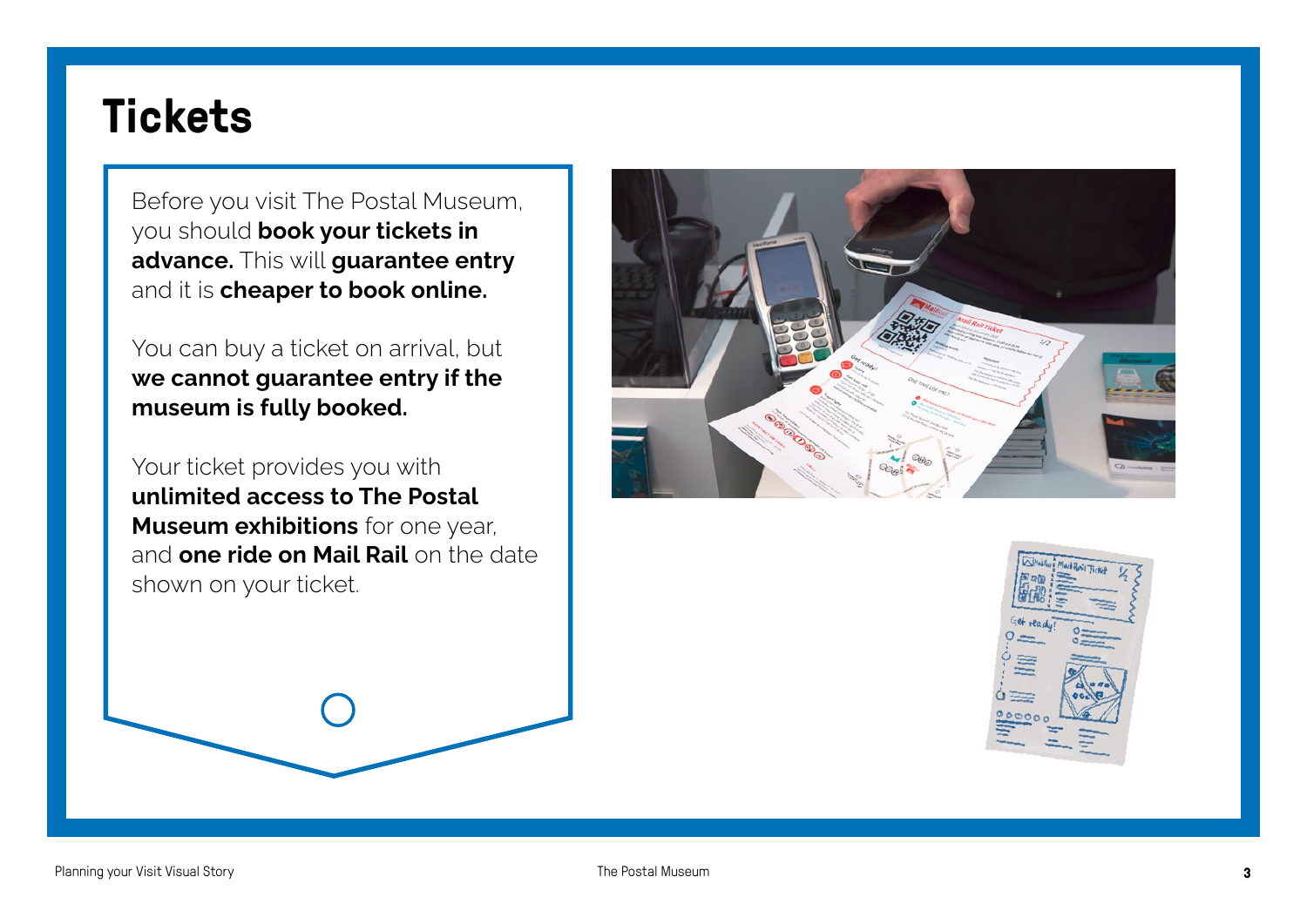# Tickets

Before you visit The Postal Museum, you should **book your tickets in advance.** This will **guarantee entry** and it is **cheaper to book online.**

You can buy a ticket on arrival, but **we cannot guarantee entry if the museum is fully booked.**

Your ticket provides you with **unlimited access to The Postal Museum exhibitions** for one year, and **one ride on Mail Rail** on the date shown on your ticket.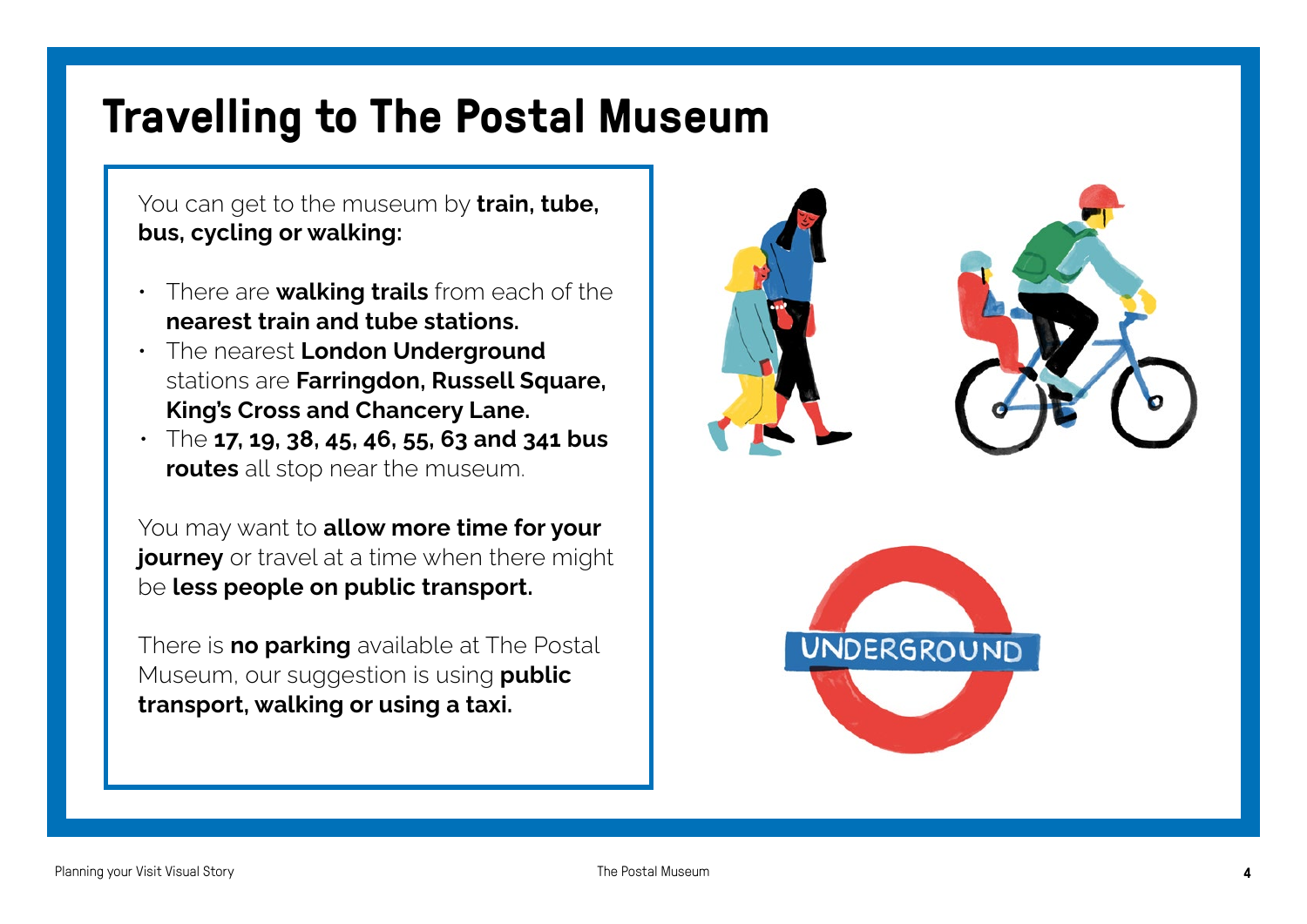# Travelling to The Postal Museum

You can get to the museum by **train, tube, bus, cycling or walking:**

- There are **walking trails** from each of the **nearest train and tube stations.**
- The nearest **London Underground** stations are **Farringdon, Russell Square, King's Cross and Chancery Lane.**
- The **17, 19, 38, 45, 46, 55, 63 and 341 bus routes** all stop near the museum.

You may want to **allow more time for your journey** or travel at a time when there might be **less people on public transport.**

There is **no parking** available at The Postal Museum, our suggestion is using **public transport, walking or using a taxi.**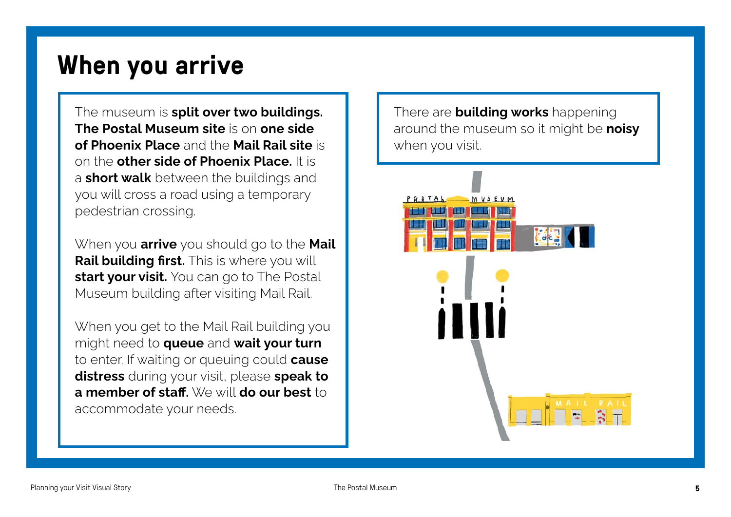# When you arrive

The museum is **split over two buildings. The Postal Museum site** is on **one side of Phoenix Place** and the **Mail Rail site** is on the **other side of Phoenix Place.** It is a **short walk** between the buildings and you will cross a road using a temporary pedestrian crossing.

When you **arrive** you should go to the **Mail Rail building first.** This is where you will **start your visit.** You can go to The Postal Museum building after visiting Mail Rail.

When you get to the Mail Rail building you might need to **queue** and **wait your turn** to enter. If waiting or queuing could **cause distress** during your visit, please **speak to a member of staff.** We will **do our best** to accommodate your needs.

There are **building works** happening around the museum so it might be **noisy** when you visit.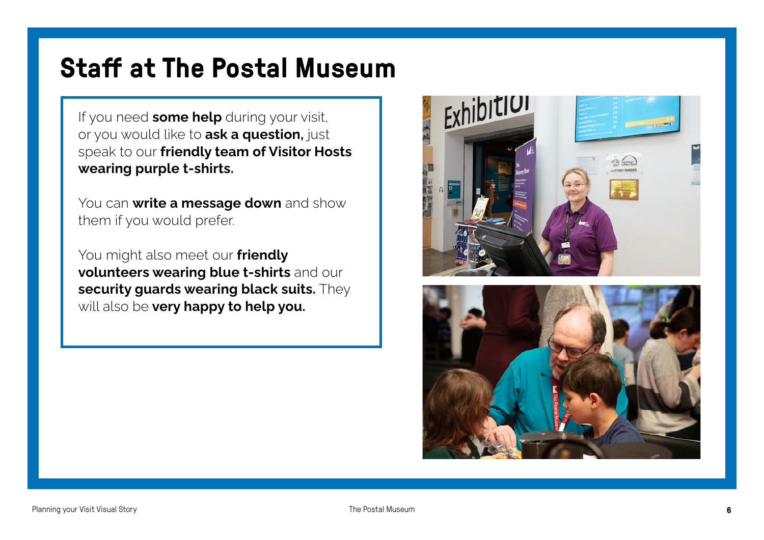# Staff at The Postal Museum

If you need **some help** during your visit, or you would like to **ask a question,** just speak to our **friendly team of Visitor Hosts wearing purple t-shirts.**

You can **write a message down** and show them if you would prefer.

You might also meet our **friendly volunteers wearing blue t-shirts** and our **security guards wearing black suits.** They will also be **very happy to help you.**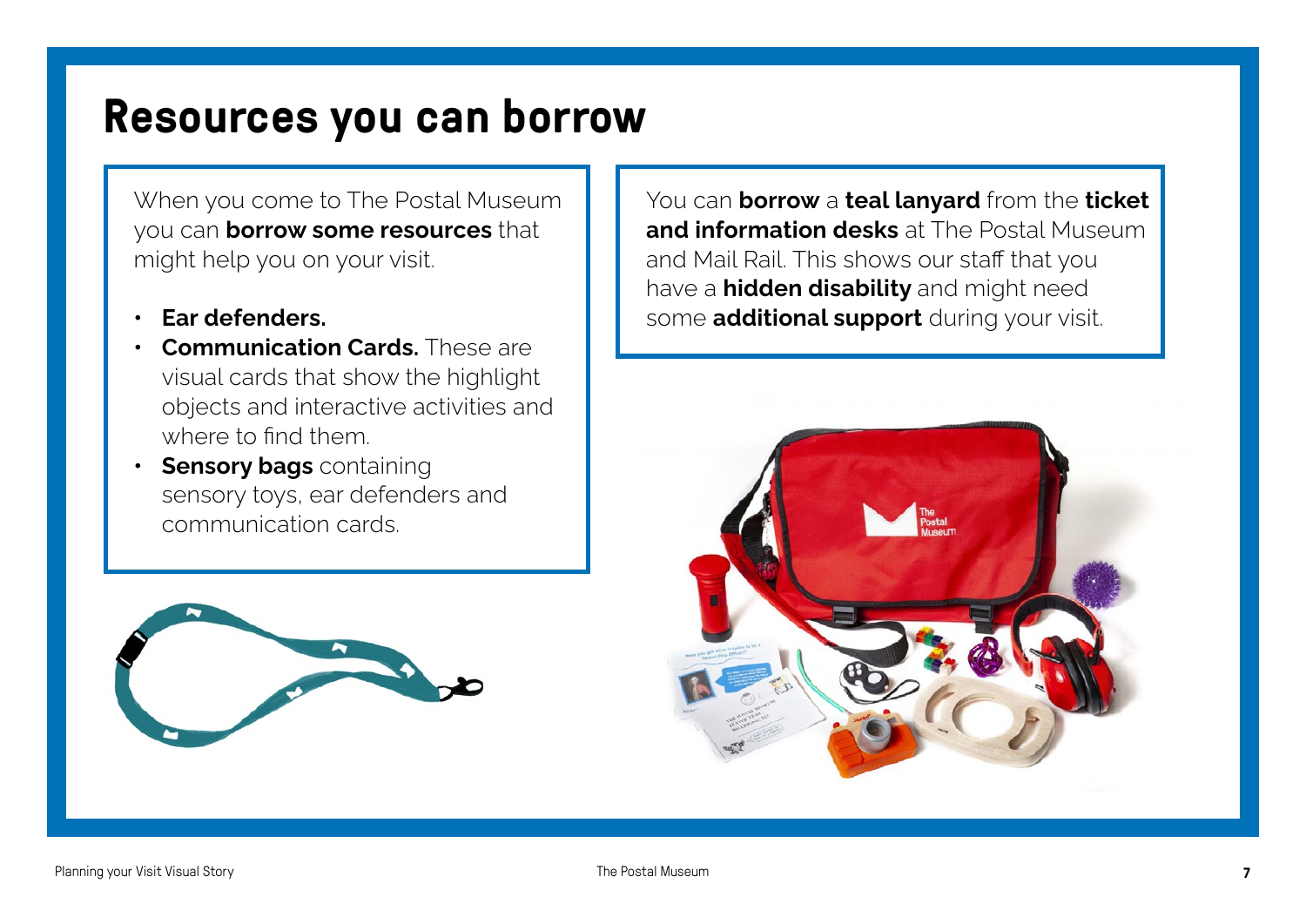# Resources you can borrow

When you come to The Postal Museum you can **borrow some resources** that might help you on your visit.

- **Ear defenders.**
- **Communication Cards.** These are visual cards that show the highlight objects and interactive activities and where to find them.
- **Sensory bags** containing sensory toys, ear defenders and communication cards.

You can **borrow** a **teal lanyard** from the **ticket and information desks** at The Postal Museum and Mail Rail. This shows our staff that you have a **hidden disability** and might need some **additional support** during your visit.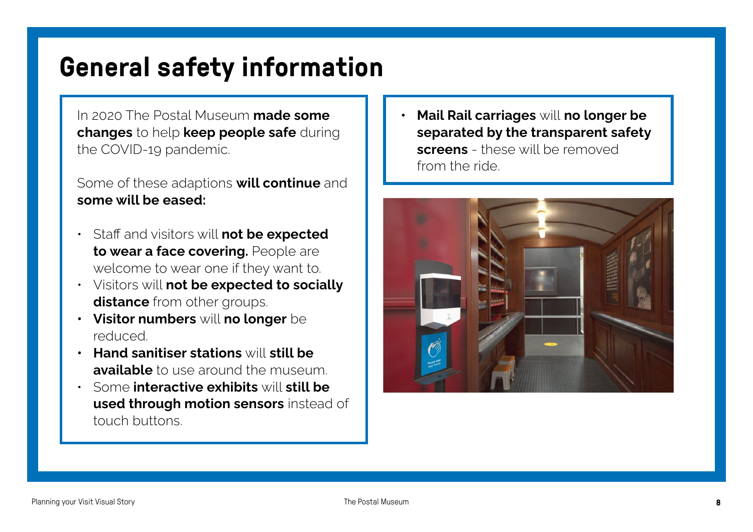# General safety information

In 2020 The Postal Museum **made some changes** to help **keep people safe** during the COVID-19 pandemic.

Some of these adaptions **will continue** and **some will be eased:**

- Staff and visitors will **not be expected to wear a face covering.** People are welcome to wear one if they want to.
- Visitors will **not be expected to socially distance** from other groups.
- **Visitor numbers** will **no longer** be reduced.
- **Hand sanitiser stations** will **still be available** to use around the museum.
- Some **interactive exhibits** will **still be used through motion sensors** instead of touch buttons.

- **Mail Rail carriages** will **no longer be separated by the transparent safety screens** - these will be removed from the ride.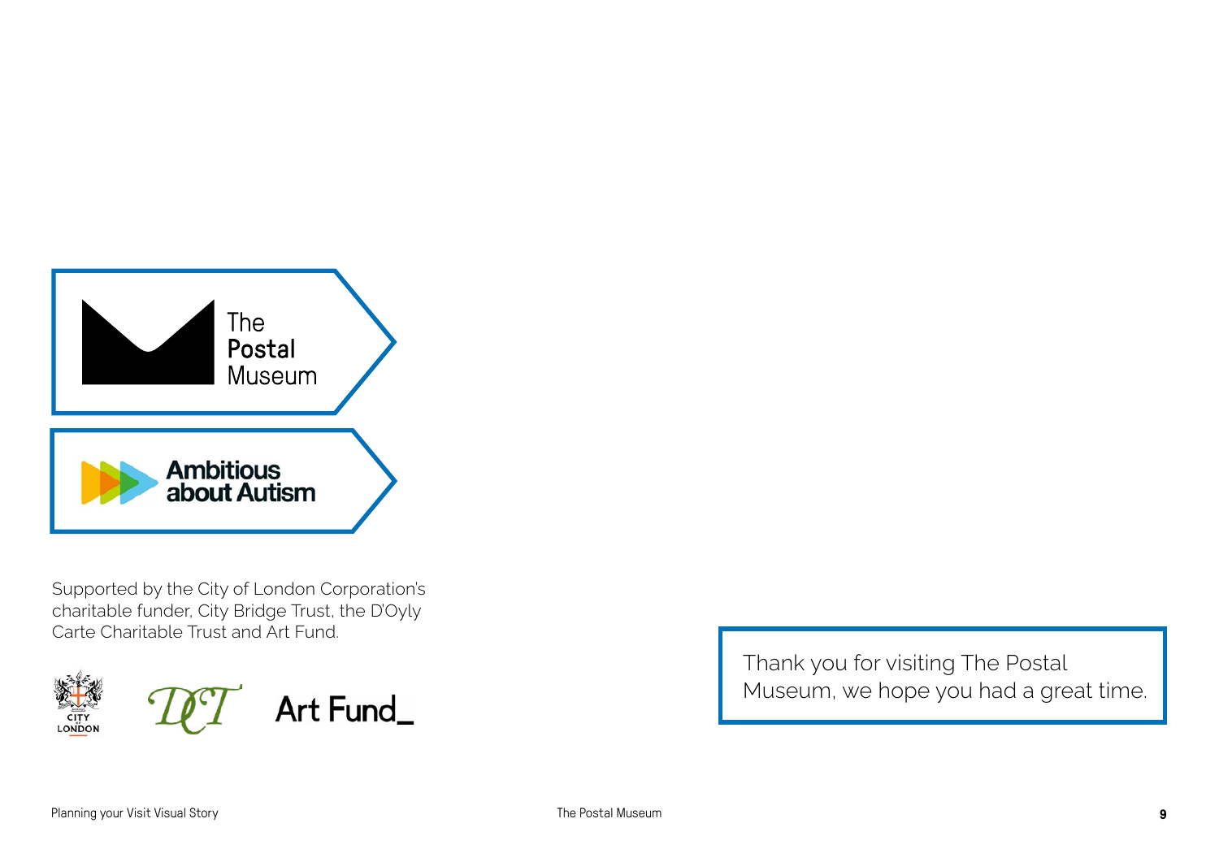The Postal Museum

Ambitious about Autism

Supported by the City of London Corporation's charitable funder, City Bridge Trust, the D'Oyly Carte Charitable Trust and Art Fund.

CITY LONDON

DCT

Art Fund_

Thank you for visiting The Postal Museum, we hope you had a great time.